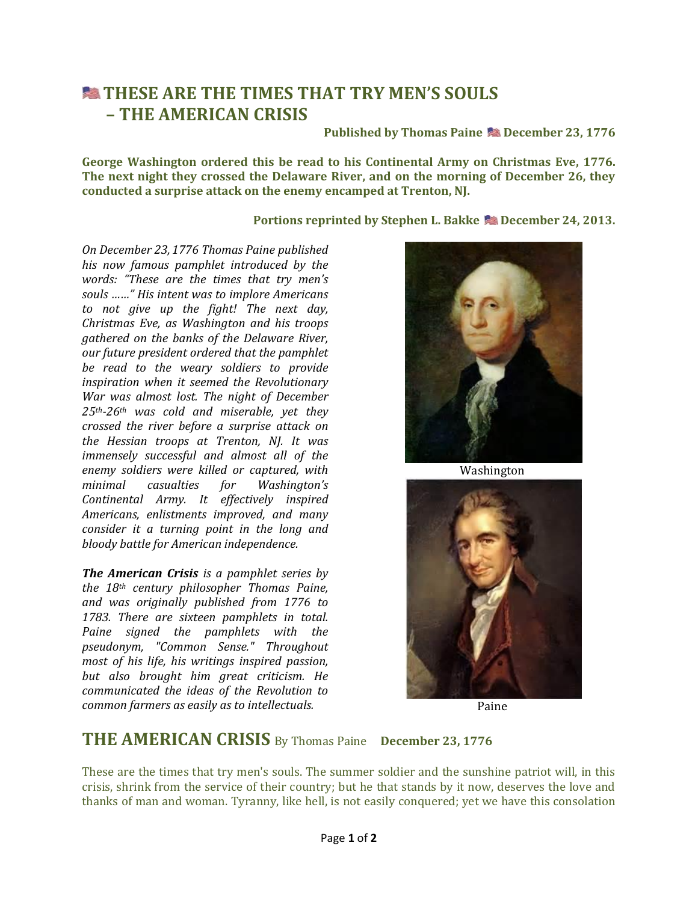# THESE ARE THE TIMES THAT TRY MEN'S SOULS – THE AMERICAN CRISIS

**Published by Thomas Paine December 23, 1776**

**George Washington ordered this be read to his Continental Army on Christmas Eve, 1776. The next night they crossed the Delaware River, and on the morning of December 26, they conducted a surprise attack on the enemy encamped at Trenton, NJ.**

**Portions reprinted by Stephen L. Bakke December 24, 2013.**

*On December 23, 1776 Thomas Paine published his now famous pamphlet introduced by the words: "These are the times that try men's souls ……" His intent was to implore Americans to not give up the fight! The next day, Christmas Eve, as Washington and his troops gathered on the banks of the Delaware River, our future president ordered that the pamphlet be read to the weary soldiers to provide inspiration when it seemed the Revolutionary War was almost lost. The night of December 25th-26th was cold and miserable, yet they crossed the river before a surprise attack on the Hessian troops at Trenton, NJ. It was immensely successful and almost all of the enemy soldiers were killed or captured, with minimal casualties for Washington's Continental Army. It effectively inspired Americans, enlistments improved, and many consider it a turning point in the long and bloody battle for American independence.*

***The American Crisis*** *is a pamphlet series by the 18th century philosopher Thomas Paine, and was originally published from 1776 to 1783. There are sixteen pamphlets in total. Paine signed the pamphlets with the pseudonym, "Common Sense." Throughout most of his life, his writings inspired passion, but also brought him great criticism. He communicated the ideas of the Revolution to common farmers as easily as to intellectuals.*

Washington

Paine

## THE AMERICAN CRISIS By Thomas Paine **December 23, 1776**

These are the times that try men's souls. The summer soldier and the sunshine patriot will, in this crisis, shrink from the service of their country; but he that stands by it now, deserves the love and thanks of man and woman. Tyranny, like hell, is not easily conquered; yet we have this consolation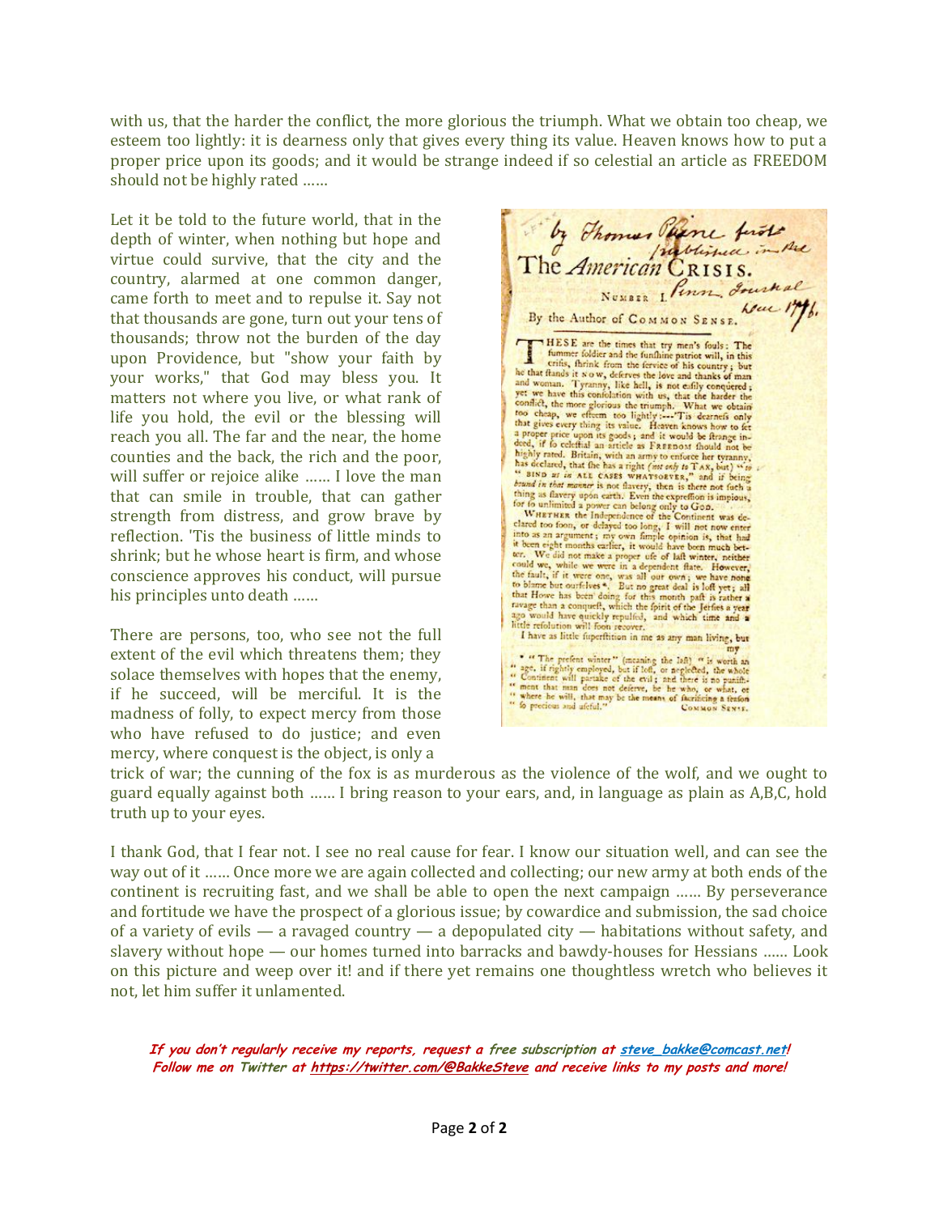with us, that the harder the conflict, the more glorious the triumph. What we obtain too cheap, we esteem too lightly: it is dearness only that gives every thing its value. Heaven knows how to put a proper price upon its goods; and it would be strange indeed if so celestial an article as FREEDOM should not be highly rated ……

Let it be told to the future world, that in the depth of winter, when nothing but hope and virtue could survive, that the city and the country, alarmed at one common danger, came forth to meet and to repulse it. Say not that thousands are gone, turn out your tens of thousands; throw not the burden of the day upon Providence, but "show your faith by your works," that God may bless you. It matters not where you live, or what rank of life you hold, the evil or the blessing will reach you all. The far and the near, the home counties and the back, the rich and the poor, will suffer or rejoice alike …… I love the man that can smile in trouble, that can gather strength from distress, and grow brave by reflection. 'Tis the business of little minds to shrink; but he whose heart is firm, and whose conscience approves his conduct, will pursue his principles unto death ……

There are persons, too, who see not the full extent of the evil which threatens them; they solace themselves with hopes that the enemy, if he succeed, will be merciful. It is the madness of folly, to expect mercy from those who have refused to do justice; and even mercy, where conquest is the object, is only a trick of war; the cunning of the fox is as murderous as the violence of the wolf, and we ought to guard equally against both …… I bring reason to your ears, and, in language as plain as A,B,C, hold truth up to your eyes.

I thank God, that I fear not. I see no real cause for fear. I know our situation well, and can see the way out of it …… Once more we are again collected and collecting; our new army at both ends of the continent is recruiting fast, and we shall be able to open the next campaign …… By perseverance and fortitude we have the prospect of a glorious issue; by cowardice and submission, the sad choice of a variety of evils — a ravaged country — a depopulated city — habitations without safety, and slavery without hope — our homes turned into barracks and bawdy-houses for Hessians …… Look on this picture and weep over it! and if there yet remains one thoughtless wretch who believes it not, let him suffer it unlamented.

***If you don't regularly receive my reports, request a free subscription at steve_bakke@comcast.net!***
***Follow me on Twitter at https://twitter.com/@BakkeSteve and receive links to my posts and more!***